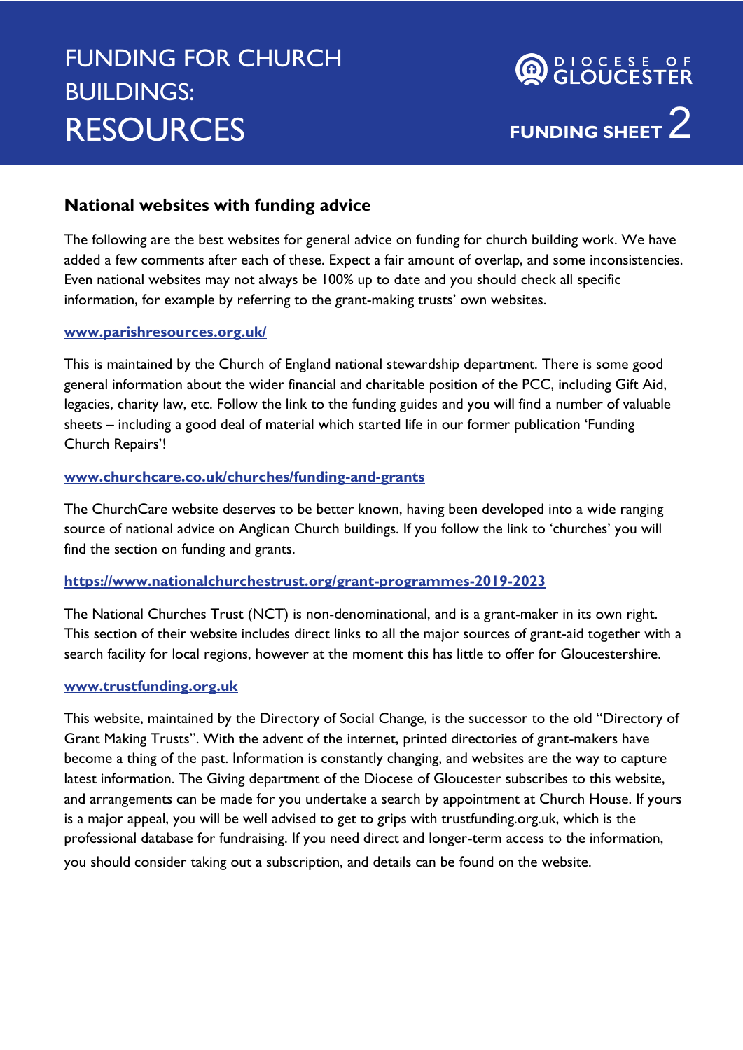# FUNDING FOR CHURCH BUILDINGS: RESOURCES

DIOCESE OF GLOUCESTER

**FUNDING SHEET 2**

## National websites with funding advice

The following are the best websites for general advice on funding for church building work. We have added a few comments after each of these. Expect a fair amount of overlap, and some inconsistencies. Even national websites may not always be 100% up to date and you should check all specific information, for example by referring to the grant-making trusts' own websites.

**www.parishresources.org.uk/**

This is maintained by the Church of England national stewardship department. There is some good general information about the wider financial and charitable position of the PCC, including Gift Aid, legacies, charity law, etc. Follow the link to the funding guides and you will find a number of valuable sheets – including a good deal of material which started life in our former publication 'Funding Church Repairs'!

**www.churchcare.co.uk/churches/funding-and-grants**

The ChurchCare website deserves to be better known, having been developed into a wide ranging source of national advice on Anglican Church buildings. If you follow the link to 'churches' you will find the section on funding and grants.

**https://www.nationalchurchestrust.org/grant-programmes-2019-2023**

The National Churches Trust (NCT) is non-denominational, and is a grant-maker in its own right. This section of their website includes direct links to all the major sources of grant-aid together with a search facility for local regions, however at the moment this has little to offer for Gloucestershire.

**www.trustfunding.org.uk**

This website, maintained by the Directory of Social Change, is the successor to the old "Directory of Grant Making Trusts". With the advent of the internet, printed directories of grant-makers have become a thing of the past. Information is constantly changing, and websites are the way to capture latest information. The Giving department of the Diocese of Gloucester subscribes to this website, and arrangements can be made for you undertake a search by appointment at Church House. If yours is a major appeal, you will be well advised to get to grips with trustfunding.org.uk, which is the professional database for fundraising. If you need direct and longer-term access to the information, you should consider taking out a subscription, and details can be found on the website.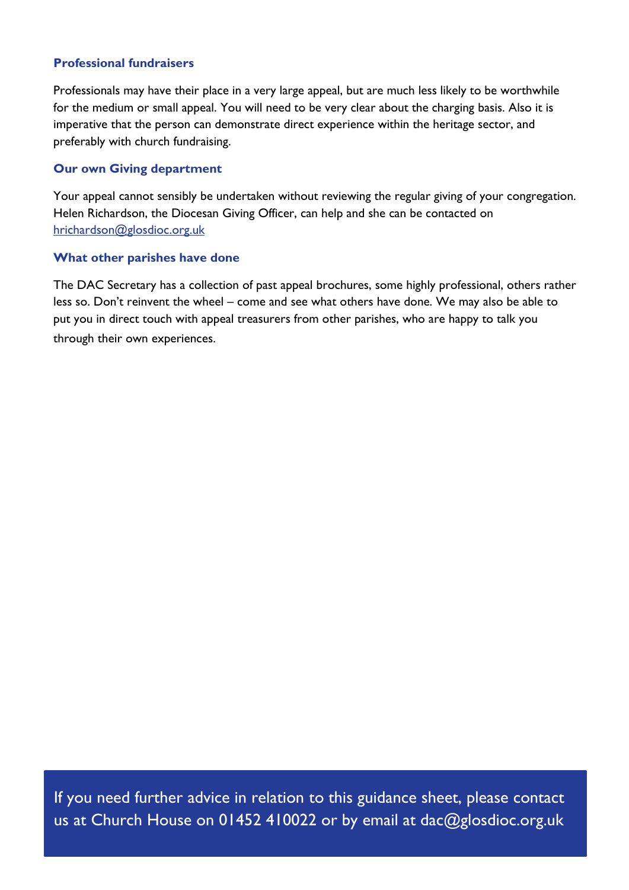### Professional fundraisers

Professionals may have their place in a very large appeal, but are much less likely to be worthwhile for the medium or small appeal. You will need to be very clear about the charging basis. Also it is imperative that the person can demonstrate direct experience within the heritage sector, and preferably with church fundraising.

### Our own Giving department

Your appeal cannot sensibly be undertaken without reviewing the regular giving of your congregation. Helen Richardson, the Diocesan Giving Officer, can help and she can be contacted on [hrichardson@glosdioc.org.uk](mailto:hrichardson@glosdioc.org.uk)

### What other parishes have done

The DAC Secretary has a collection of past appeal brochures, some highly professional, others rather less so. Don't reinvent the wheel – come and see what others have done. We may also be able to put you in direct touch with appeal treasurers from other parishes, who are happy to talk you through their own experiences.

If you need further advice in relation to this guidance sheet, please contact us at Church House on 01452 410022 or by email at dac@glosdioc.org.uk